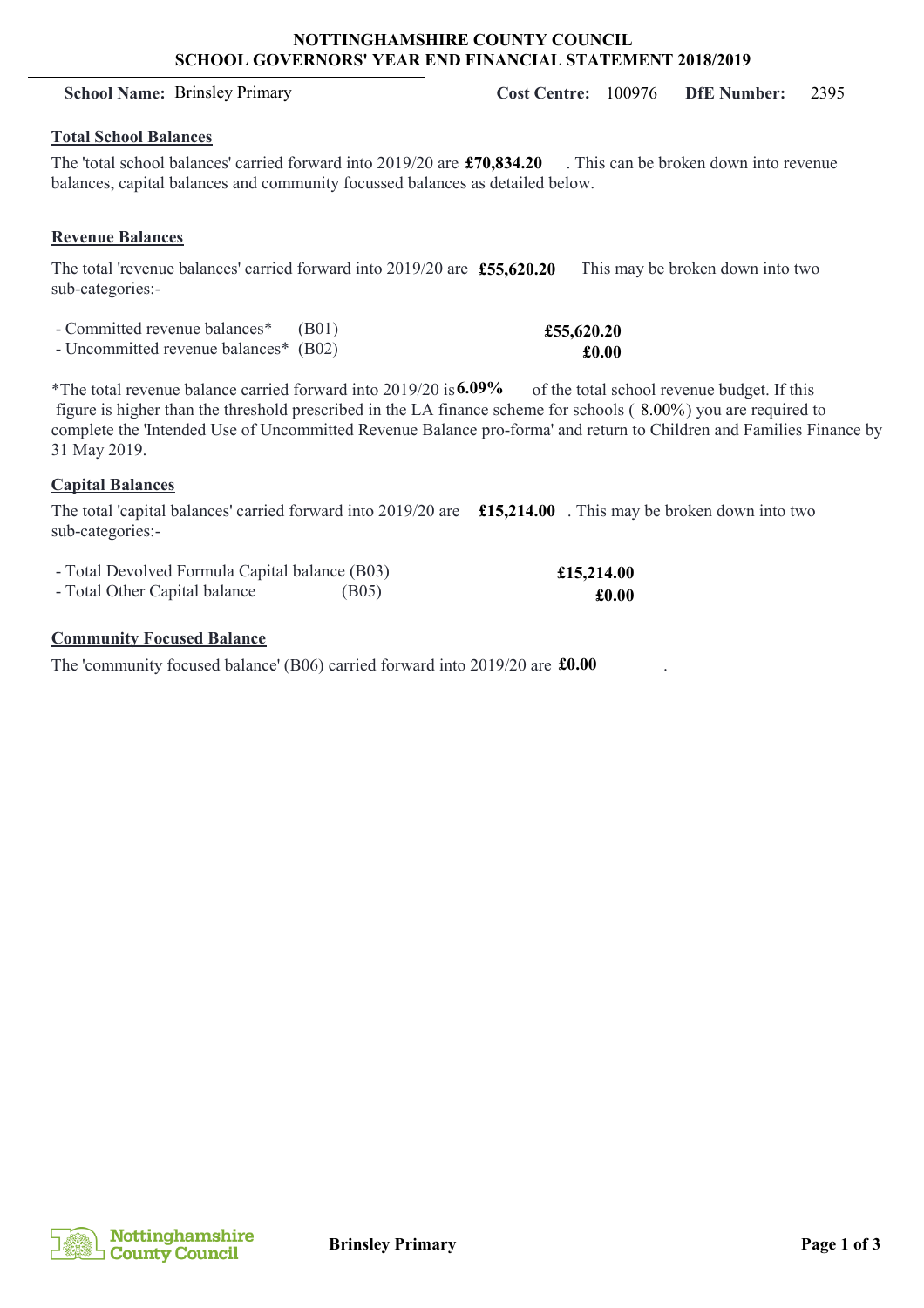**NOTTINGHAMSHIRE COUNTY COUNCIL**
**SCHOOL GOVERNORS' YEAR END FINANCIAL STATEMENT 2018/2019**

**School Name:** Brinsley Primary **Cost Centre:** 100976 **DfE Number:** 2395

## Total School Balances

The 'total school balances' carried forward into 2019/20 are **£70,834.20** . This can be broken down into revenue balances, capital balances and community focussed balances as detailed below.

## Revenue Balances

The total 'revenue balances' carried forward into 2019/20 are **£55,620.20** This may be broken down into two sub-categories:-

| | | |
|---|---|---|
| - Committed revenue balances* | (B01) | **£55,620.20** |
| - Uncommitted revenue balances* | (B02) | **£0.00** |

*The total revenue balance carried forward into 2019/20 is **6.09%** of the total school revenue budget. If this figure is higher than the threshold prescribed in the LA finance scheme for schools ( 8.00%) you are required to complete the 'Intended Use of Uncommitted Revenue Balance pro-forma' and return to Children and Families Finance by 31 May 2019.

## Capital Balances

The total 'capital balances' carried forward into 2019/20 are **£15,214.00** . This may be broken down into two sub-categories:-

| | | |
|---|---|---|
| - Total Devolved Formula Capital balance | (B03) | **£15,214.00** |
| - Total Other Capital balance | (B05) | **£0.00** |

## Community Focused Balance

The 'community focused balance' (B06) carried forward into 2019/20 are **£0.00** .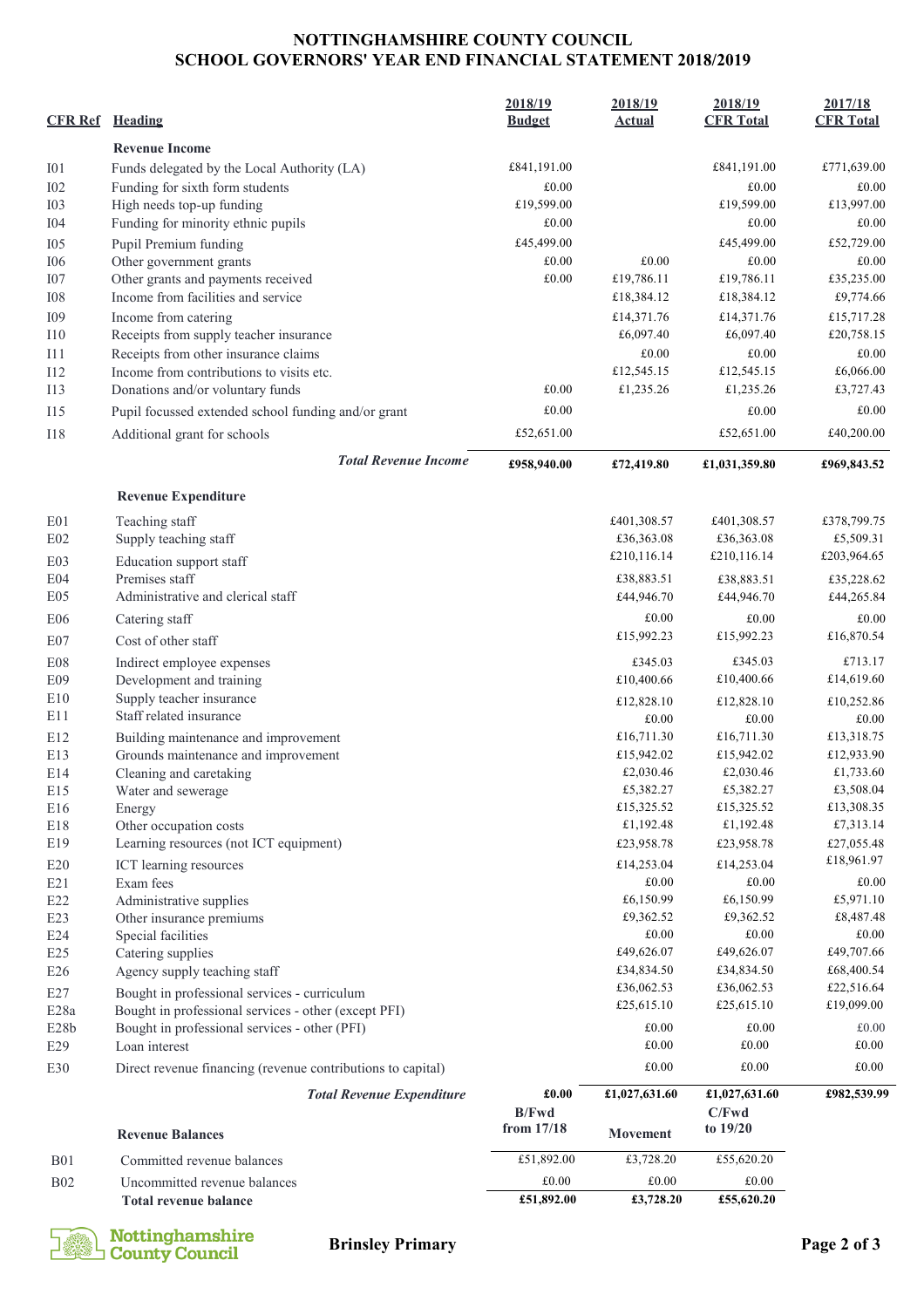# NOTTINGHAMSHIRE COUNTY COUNCIL
## SCHOOL GOVERNORS' YEAR END FINANCIAL STATEMENT 2018/2019

| CFR Ref | Heading | 2018/19 Budget | 2018/19 Actual | 2018/19 CFR Total | 2017/18 CFR Total |
|---|---|---|---|---|---|
| | **Revenue Income** | | | | |
| I01 | Funds delegated by the Local Authority (LA) | £841,191.00 | | £841,191.00 | £771,639.00 |
| I02 | Funding for sixth form students | £0.00 | | £0.00 | £0.00 |
| I03 | High needs top-up funding | £19,599.00 | | £19,599.00 | £13,997.00 |
| I04 | Funding for minority ethnic pupils | £0.00 | | £0.00 | £0.00 |
| I05 | Pupil Premium funding | £45,499.00 | | £45,499.00 | £52,729.00 |
| I06 | Other government grants | £0.00 | £0.00 | £0.00 | £0.00 |
| I07 | Other grants and payments received | £0.00 | £19,786.11 | £19,786.11 | £35,235.00 |
| I08 | Income from facilities and service | | £18,384.12 | £18,384.12 | £9,774.66 |
| I09 | Income from catering | | £14,371.76 | £14,371.76 | £15,717.28 |
| I10 | Receipts from supply teacher insurance | | £6,097.40 | £6,097.40 | £20,758.15 |
| I11 | Receipts from other insurance claims | | £0.00 | £0.00 | £0.00 |
| I12 | Income from contributions to visits etc. | | £12,545.15 | £12,545.15 | £6,066.00 |
| I13 | Donations and/or voluntary funds | £0.00 | £1,235.26 | £1,235.26 | £3,727.43 |
| I15 | Pupil focussed extended school funding and/or grant | £0.00 | | £0.00 | £0.00 |
| I18 | Additional grant for schools | £52,651.00 | | £52,651.00 | £40,200.00 |
| | ***Total Revenue Income*** | **£958,940.00** | **£72,419.80** | **£1,031,359.80** | **£969,843.52** |
| | **Revenue Expenditure** | | | | |
| E01 | Teaching staff | | £401,308.57 | £401,308.57 | £378,799.75 |
| E02 | Supply teaching staff | | £36,363.08 | £36,363.08 | £5,509.31 |
| E03 | Education support staff | | £210,116.14 | £210,116.14 | £203,964.65 |
| E04 | Premises staff | | £38,883.51 | £38,883.51 | £35,228.62 |
| E05 | Administrative and clerical staff | | £44,946.70 | £44,946.70 | £44,265.84 |
| E06 | Catering staff | | £0.00 | £0.00 | £0.00 |
| E07 | Cost of other staff | | £15,992.23 | £15,992.23 | £16,870.54 |
| E08 | Indirect employee expenses | | £345.03 | £345.03 | £713.17 |
| E09 | Development and training | | £10,400.66 | £10,400.66 | £14,619.60 |
| E10 | Supply teacher insurance | | £12,828.10 | £12,828.10 | £10,252.86 |
| E11 | Staff related insurance | | £0.00 | £0.00 | £0.00 |
| E12 | Building maintenance and improvement | | £16,711.30 | £16,711.30 | £13,318.75 |
| E13 | Grounds maintenance and improvement | | £15,942.02 | £15,942.02 | £12,933.90 |
| E14 | Cleaning and caretaking | | £2,030.46 | £2,030.46 | £1,733.60 |
| E15 | Water and sewerage | | £5,382.27 | £5,382.27 | £3,508.04 |
| E16 | Energy | | £15,325.52 | £15,325.52 | £13,308.35 |
| E18 | Other occupation costs | | £1,192.48 | £1,192.48 | £7,313.14 |
| E19 | Learning resources (not ICT equipment) | | £23,958.78 | £23,958.78 | £27,055.48 |
| E20 | ICT learning resources | | £14,253.04 | £14,253.04 | £18,961.97 |
| E21 | Exam fees | | £0.00 | £0.00 | £0.00 |
| E22 | Administrative supplies | | £6,150.99 | £6,150.99 | £5,971.10 |
| E23 | Other insurance premiums | | £9,362.52 | £9,362.52 | £8,487.48 |
| E24 | Special facilities | | £0.00 | £0.00 | £0.00 |
| E25 | Catering supplies | | £49,626.07 | £49,626.07 | £49,707.66 |
| E26 | Agency supply teaching staff | | £34,834.50 | £34,834.50 | £68,400.54 |
| E27 | Bought in professional services - curriculum | | £36,062.53 | £36,062.53 | £22,516.64 |
| E28a | Bought in professional services - other (except PFI) | | £25,615.10 | £25,615.10 | £19,099.00 |
| E28b | Bought in professional services - other (PFI) | | £0.00 | £0.00 | £0.00 |
| E29 | Loan interest | | £0.00 | £0.00 | £0.00 |
| E30 | Direct revenue financing (revenue contributions to capital) | | £0.00 | £0.00 | £0.00 |
| | ***Total Revenue Expenditure*** | **£0.00** | **£1,027,631.60** | **£1,027,631.60** | **£982,539.99** |

| | Revenue Balances | B/Fwd from 17/18 | Movement | C/Fwd to 19/20 |
|---|---|---|---|---|
| B01 | Committed revenue balances | £51,892.00 | £3,728.20 | £55,620.20 |
| B02 | Uncommitted revenue balances | £0.00 | £0.00 | £0.00 |
| | **Total revenue balance** | **£51,892.00** | **£3,728.20** | **£55,620.20** |

Nottinghamshire County Council

**Brinsley Primary**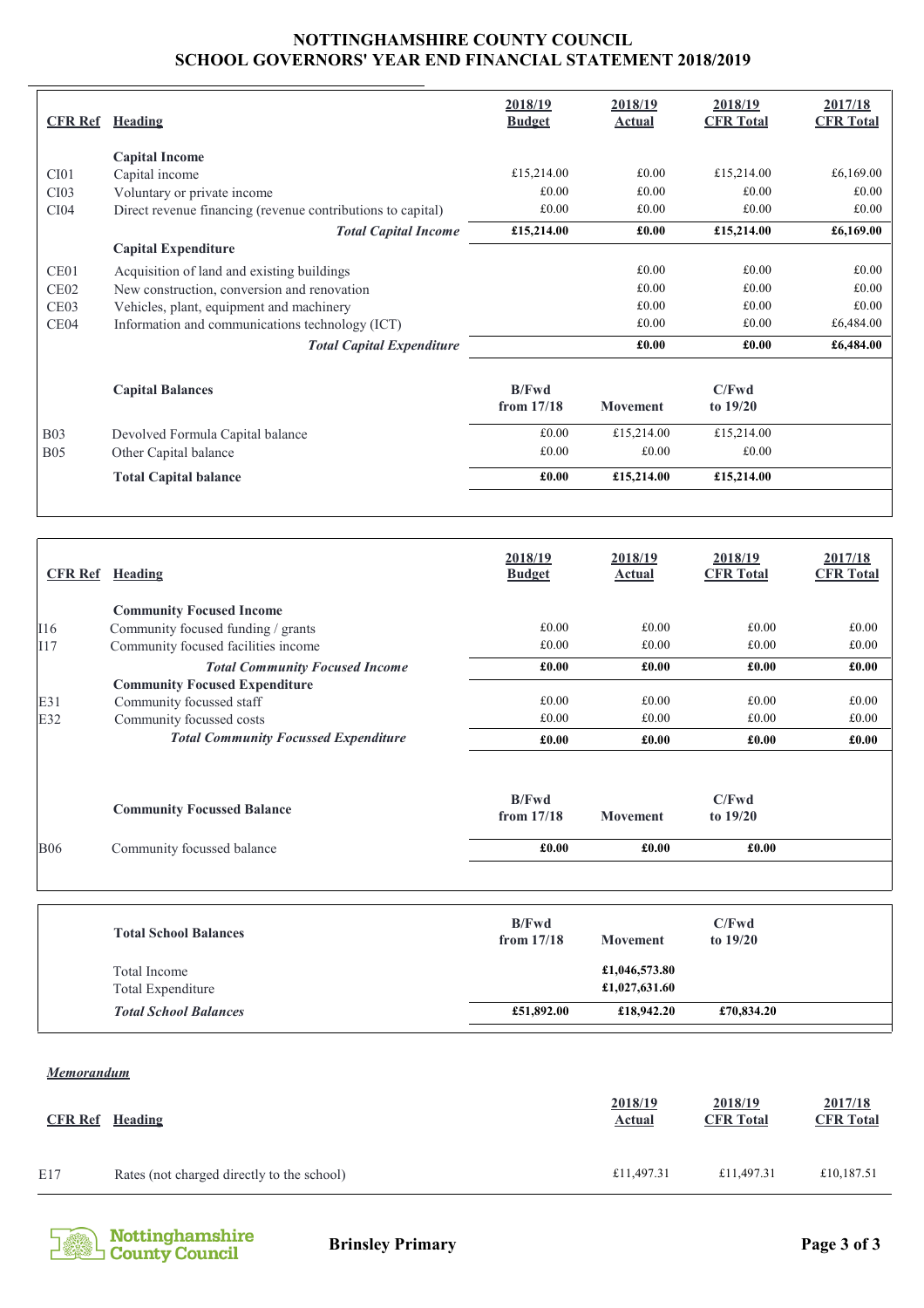# NOTTINGHAMSHIRE COUNTY COUNCIL
# SCHOOL GOVERNORS' YEAR END FINANCIAL STATEMENT 2018/2019

| CFR Ref | Heading | 2018/19 Budget | 2018/19 Actual | 2018/19 CFR Total | 2017/18 CFR Total |
|---|---|---|---|---|---|
| | **Capital Income** | | | | |
| CI01 | Capital income | £15,214.00 | £0.00 | £15,214.00 | £6,169.00 |
| CI03 | Voluntary or private income | £0.00 | £0.00 | £0.00 | £0.00 |
| CI04 | Direct revenue financing (revenue contributions to capital) | £0.00 | £0.00 | £0.00 | £0.00 |
| | ***Total Capital Income*** | **£15,214.00** | **£0.00** | **£15,214.00** | **£6,169.00** |
| | **Capital Expenditure** | | | | |
| CE01 | Acquisition of land and existing buildings | | £0.00 | £0.00 | £0.00 |
| CE02 | New construction, conversion and renovation | | £0.00 | £0.00 | £0.00 |
| CE03 | Vehicles, plant, equipment and machinery | | £0.00 | £0.00 | £0.00 |
| CE04 | Information and communications technology (ICT) | | £0.00 | £0.00 | £6,484.00 |
| | ***Total Capital Expenditure*** | | **£0.00** | **£0.00** | **£6,484.00** |

| | Capital Balances | B/Fwd from 17/18 | Movement | C/Fwd to 19/20 |
|---|---|---|---|---|
| B03 | Devolved Formula Capital balance | £0.00 | £15,214.00 | £15,214.00 |
| B05 | Other Capital balance | £0.00 | £0.00 | £0.00 |
| | **Total Capital balance** | **£0.00** | **£15,214.00** | **£15,214.00** |

| CFR Ref | Heading | 2018/19 Budget | 2018/19 Actual | 2018/19 CFR Total | 2017/18 CFR Total |
|---|---|---|---|---|---|
| | **Community Focused Income** | | | | |
| I16 | Community focused funding / grants | £0.00 | £0.00 | £0.00 | £0.00 |
| I17 | Community focused facilities income | £0.00 | £0.00 | £0.00 | £0.00 |
| | ***Total Community Focused Income*** | **£0.00** | **£0.00** | **£0.00** | **£0.00** |
| | **Community Focused Expenditure** | | | | |
| E31 | Community focussed staff | £0.00 | £0.00 | £0.00 | £0.00 |
| E32 | Community focussed costs | £0.00 | £0.00 | £0.00 | £0.00 |
| | ***Total Community Focussed Expenditure*** | **£0.00** | **£0.00** | **£0.00** | **£0.00** |

| | Community Focussed Balance | B/Fwd from 17/18 | Movement | C/Fwd to 19/20 |
|---|---|---|---|---|
| B06 | Community focussed balance | **£0.00** | **£0.00** | **£0.00** |

| Total School Balances | B/Fwd from 17/18 | Movement | C/Fwd to 19/20 |
|---|---|---|---|
| Total Income | | £1,046,573.80 | |
| Total Expenditure | | £1,027,631.60 | |
| ***Total School Balances*** | **£51,892.00** | **£18,942.20** | **£70,834.20** |

***Memorandum***

| CFR Ref | Heading | 2018/19 Actual | 2018/19 CFR Total | 2017/18 CFR Total |
|---|---|---|---|---|
| E17 | Rates (not charged directly to the school) | £11,497.31 | £11,497.31 | £10,187.51 |

Nottinghamshire County Council

**Brinsley Primary**